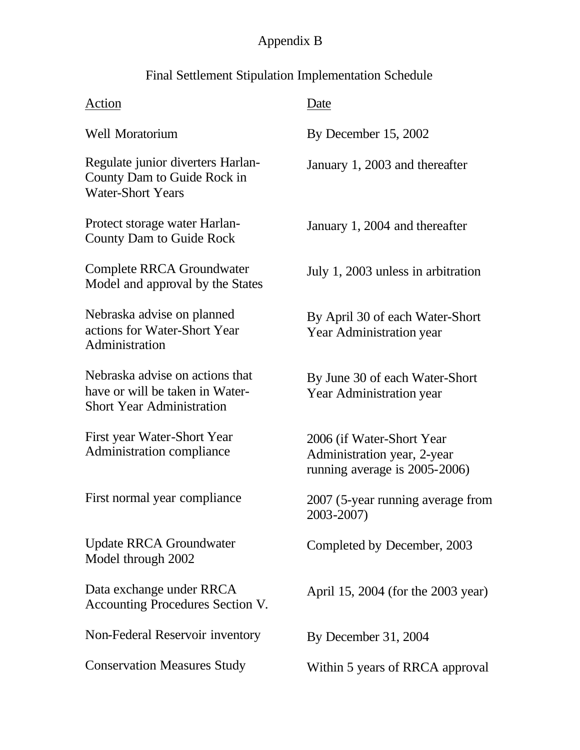# Appendix B

## Final Settlement Stipulation Implementation Schedule

| Action | Date |
| --- | --- |
| Well Moratorium | By December 15, 2002 |
| Regulate junior diverters Harlan-County Dam to Guide Rock in Water-Short Years | January 1, 2003 and thereafter |
| Protect storage water Harlan-County Dam to Guide Rock | January 1, 2004 and thereafter |
| Complete RRCA Groundwater Model and approval by the States | July 1, 2003 unless in arbitration |
| Nebraska advise on planned actions for Water-Short Year Administration | By April 30 of each Water-Short Year Administration year |
| Nebraska advise on actions that have or will be taken in Water-Short Year Administration | By June 30 of each Water-Short Year Administration year |
| First year Water-Short Year Administration compliance | 2006 (if Water-Short Year Administration year, 2-year running average is 2005-2006) |
| First normal year compliance | 2007 (5-year running average from 2003-2007) |
| Update RRCA Groundwater Model through 2002 | Completed by December, 2003 |
| Data exchange under RRCA Accounting Procedures Section V. | April 15, 2004 (for the 2003 year) |
| Non-Federal Reservoir inventory | By December 31, 2004 |
| Conservation Measures Study | Within 5 years of RRCA approval |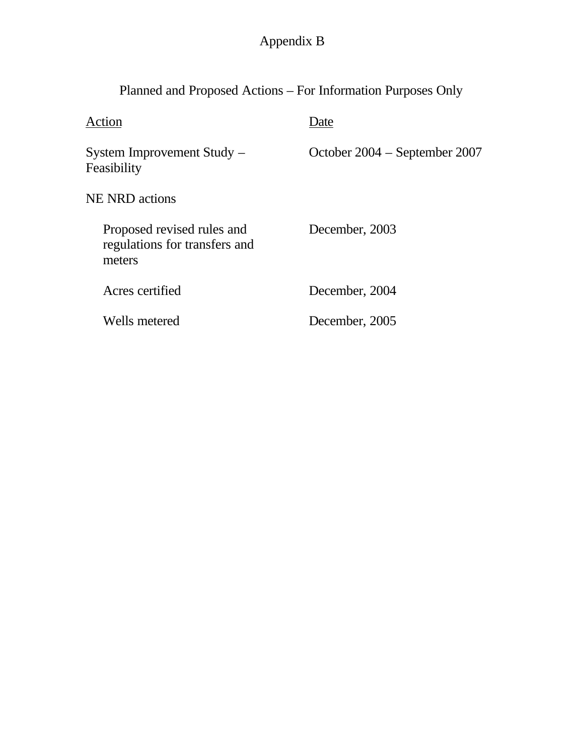# Appendix B

## Planned and Proposed Actions – For Information Purposes Only

| Action | Date |
| --- | --- |
| System Improvement Study – Feasibility | October 2004 – September 2007 |
| NE NRD actions | |
| Proposed revised rules and regulations for transfers and meters | December, 2003 |
| Acres certified | December, 2004 |
| Wells metered | December, 2005 |